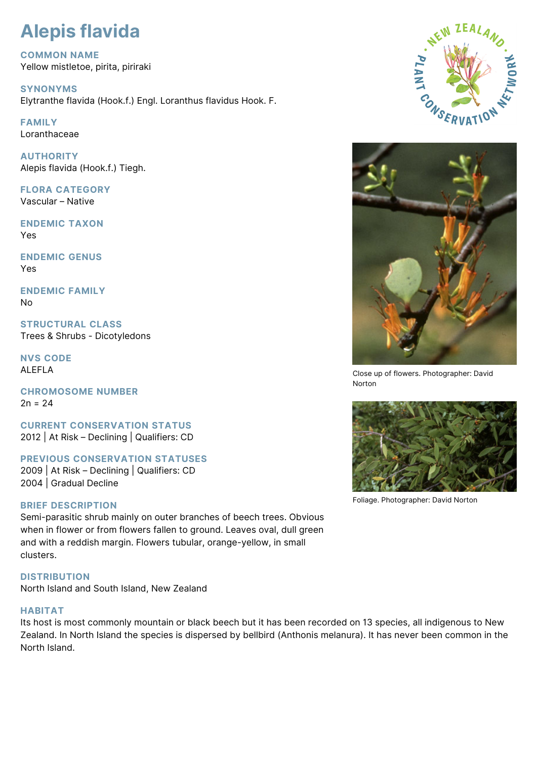# Alepis flavida

## COMMON NAME
Yellow mistletoe, pirita, piriraki

## SYNONYMS
Elytranthe flavida (Hook.f.) Engl. Loranthus flavidus Hook. F.

## FAMILY
Loranthaceae

## AUTHORITY
Alepis flavida (Hook.f.) Tiegh.

## FLORA CATEGORY
Vascular – Native

## ENDEMIC TAXON
Yes

## ENDEMIC GENUS
Yes

## ENDEMIC FAMILY
No

## STRUCTURAL CLASS
Trees & Shrubs - Dicotyledons

## NVS CODE
ALEFLA

## CHROMOSOME NUMBER
2n = 24

## CURRENT CONSERVATION STATUS
2012 | At Risk – Declining | Qualifiers: CD

## PREVIOUS CONSERVATION STATUSES
2009 | At Risk – Declining | Qualifiers: CD
2004 | Gradual Decline

## BRIEF DESCRIPTION
Semi-parasitic shrub mainly on outer branches of beech trees. Obvious when in flower or from flowers fallen to ground. Leaves oval, dull green and with a reddish margin. Flowers tubular, orange-yellow, in small clusters.

Close up of flowers. Photographer: David Norton

Foliage. Photographer: David Norton

## DISTRIBUTION
North Island and South Island, New Zealand

## HABITAT
Its host is most commonly mountain or black beech but it has been recorded on 13 species, all indigenous to New Zealand. In North Island the species is dispersed by bellbird (Anthonis melanura). It has never been common in the North Island.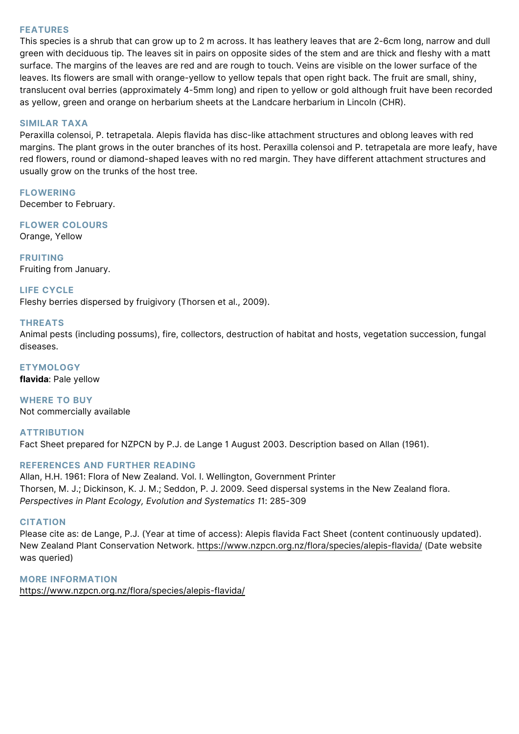## FEATURES

This species is a shrub that can grow up to 2 m across. It has leathery leaves that are 2-6cm long, narrow and dull green with deciduous tip. The leaves sit in pairs on opposite sides of the stem and are thick and fleshy with a matt surface. The margins of the leaves are red and are rough to touch. Veins are visible on the lower surface of the leaves. Its flowers are small with orange-yellow to yellow tepals that open right back. The fruit are small, shiny, translucent oval berries (approximately 4-5mm long) and ripen to yellow or gold although fruit have been recorded as yellow, green and orange on herbarium sheets at the Landcare herbarium in Lincoln (CHR).

## SIMILAR TAXA

Peraxilla colensoi, P. tetrapetala. Alepis flavida has disc-like attachment structures and oblong leaves with red margins. The plant grows in the outer branches of its host. Peraxilla colensoi and P. tetrapetala are more leafy, have red flowers, round or diamond-shaped leaves with no red margin. They have different attachment structures and usually grow on the trunks of the host tree.

## FLOWERING

December to February.

## FLOWER COLOURS

Orange, Yellow

## FRUITING

Fruiting from January.

## LIFE CYCLE

Fleshy berries dispersed by fruigivory (Thorsen et al., 2009).

## THREATS

Animal pests (including possums), fire, collectors, destruction of habitat and hosts, vegetation succession, fungal diseases.

## ETYMOLOGY

**flavida**: Pale yellow

## WHERE TO BUY

Not commercially available

## ATTRIBUTION

Fact Sheet prepared for NZPCN by P.J. de Lange 1 August 2003. Description based on Allan (1961).

## REFERENCES AND FURTHER READING

Allan, H.H. 1961: Flora of New Zealand. Vol. I. Wellington, Government Printer
Thorsen, M. J.; Dickinson, K. J. M.; Seddon, P. J. 2009. Seed dispersal systems in the New Zealand flora. *Perspectives in Plant Ecology, Evolution and Systematics 1*1: 285-309

## CITATION

Please cite as: de Lange, P.J. (Year at time of access): Alepis flavida Fact Sheet (content continuously updated). New Zealand Plant Conservation Network. https://www.nzpcn.org.nz/flora/species/alepis-flavida/ (Date website was queried)

## MORE INFORMATION

https://www.nzpcn.org.nz/flora/species/alepis-flavida/